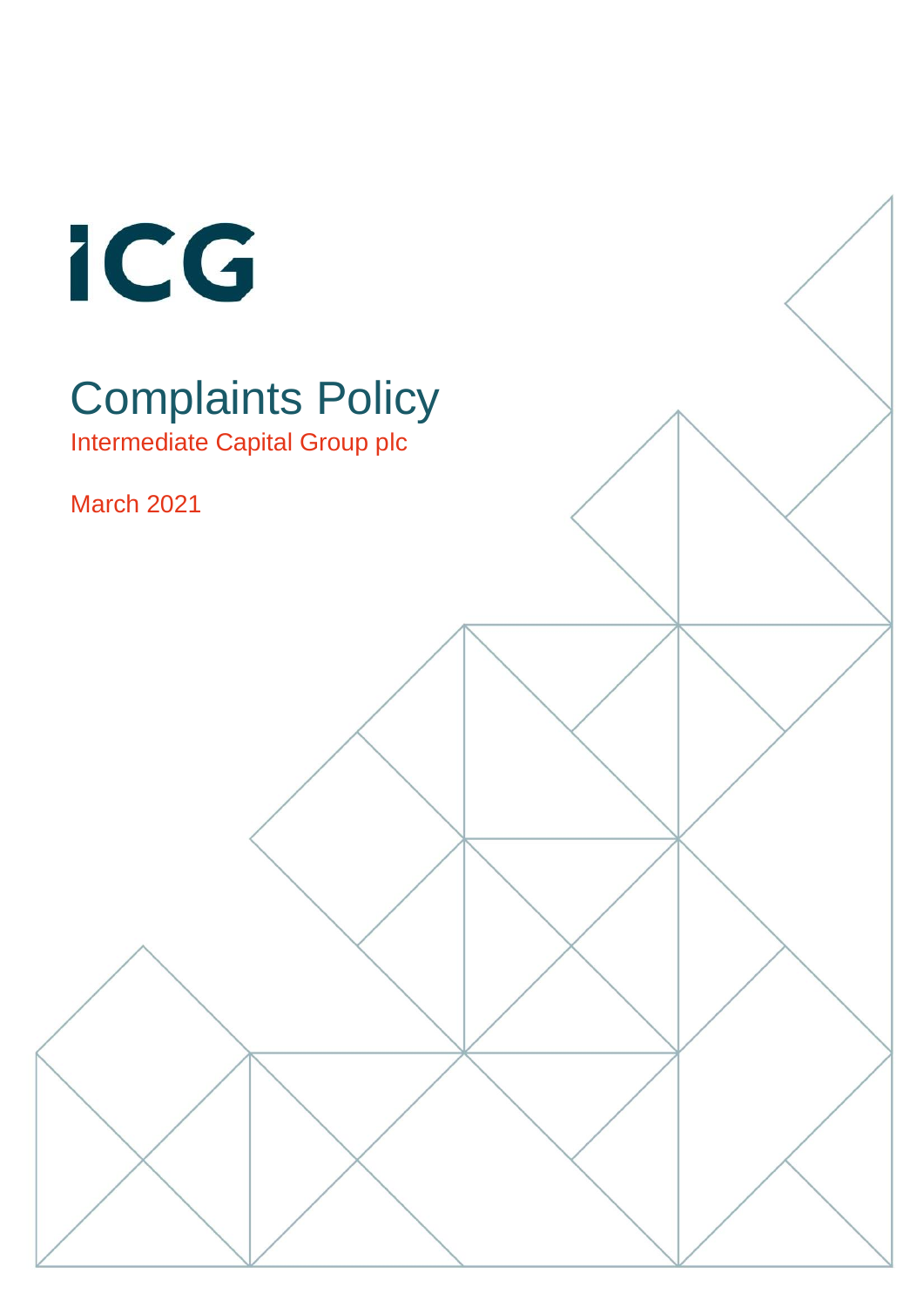ICG

# Complaints Policy

Intermediate Capital Group plc

March 2021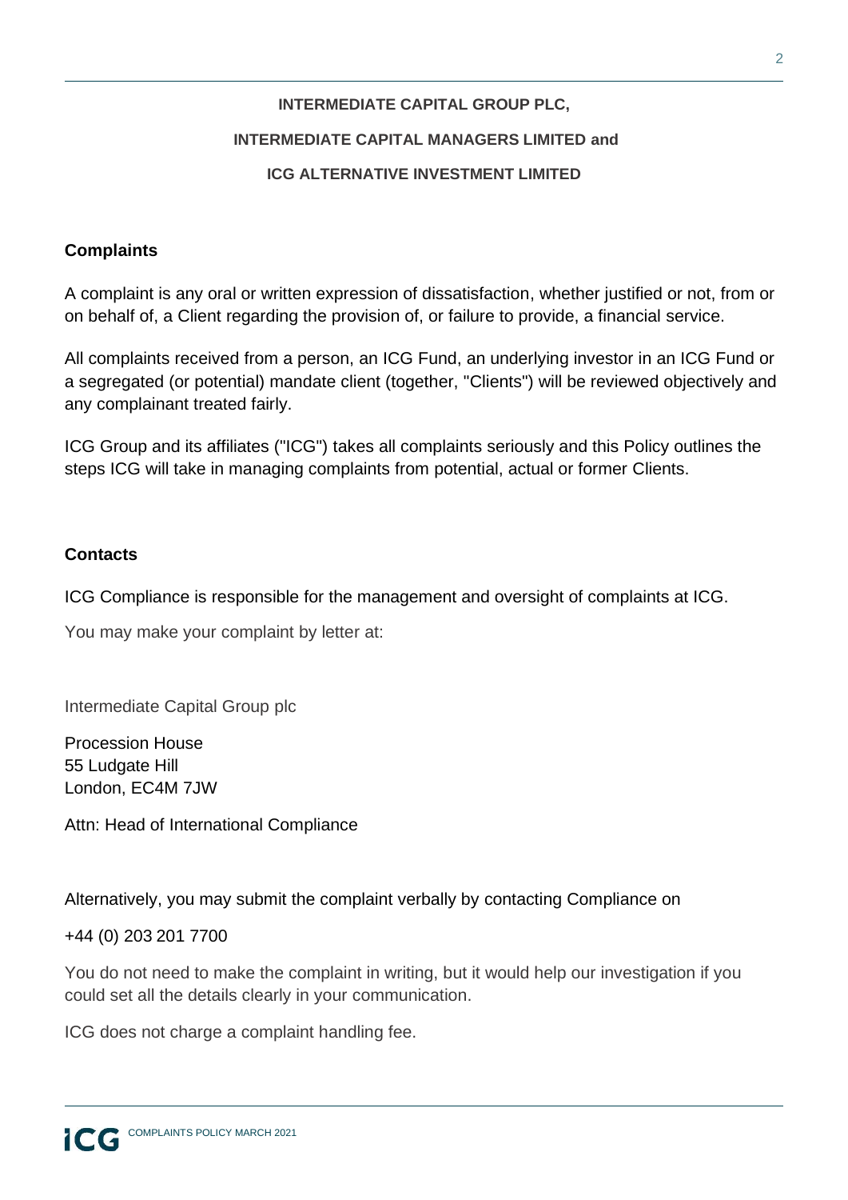**INTERMEDIATE CAPITAL GROUP PLC,**

**INTERMEDIATE CAPITAL MANAGERS LIMITED and**

**ICG ALTERNATIVE INVESTMENT LIMITED**

## Complaints

A complaint is any oral or written expression of dissatisfaction, whether justified or not, from or on behalf of, a Client regarding the provision of, or failure to provide, a financial service.

All complaints received from a person, an ICG Fund, an underlying investor in an ICG Fund or a segregated (or potential) mandate client (together, "Clients") will be reviewed objectively and any complainant treated fairly.

ICG Group and its affiliates ("ICG") takes all complaints seriously and this Policy outlines the steps ICG will take in managing complaints from potential, actual or former Clients.

## Contacts

ICG Compliance is responsible for the management and oversight of complaints at ICG.

You may make your complaint by letter at:

Intermediate Capital Group plc

Procession House
55 Ludgate Hill
London, EC4M 7JW

Attn: Head of International Compliance

Alternatively, you may submit the complaint verbally by contacting Compliance on

+44 (0) 203 201 7700

You do not need to make the complaint in writing, but it would help our investigation if you could set all the details clearly in your communication.

ICG does not charge a complaint handling fee.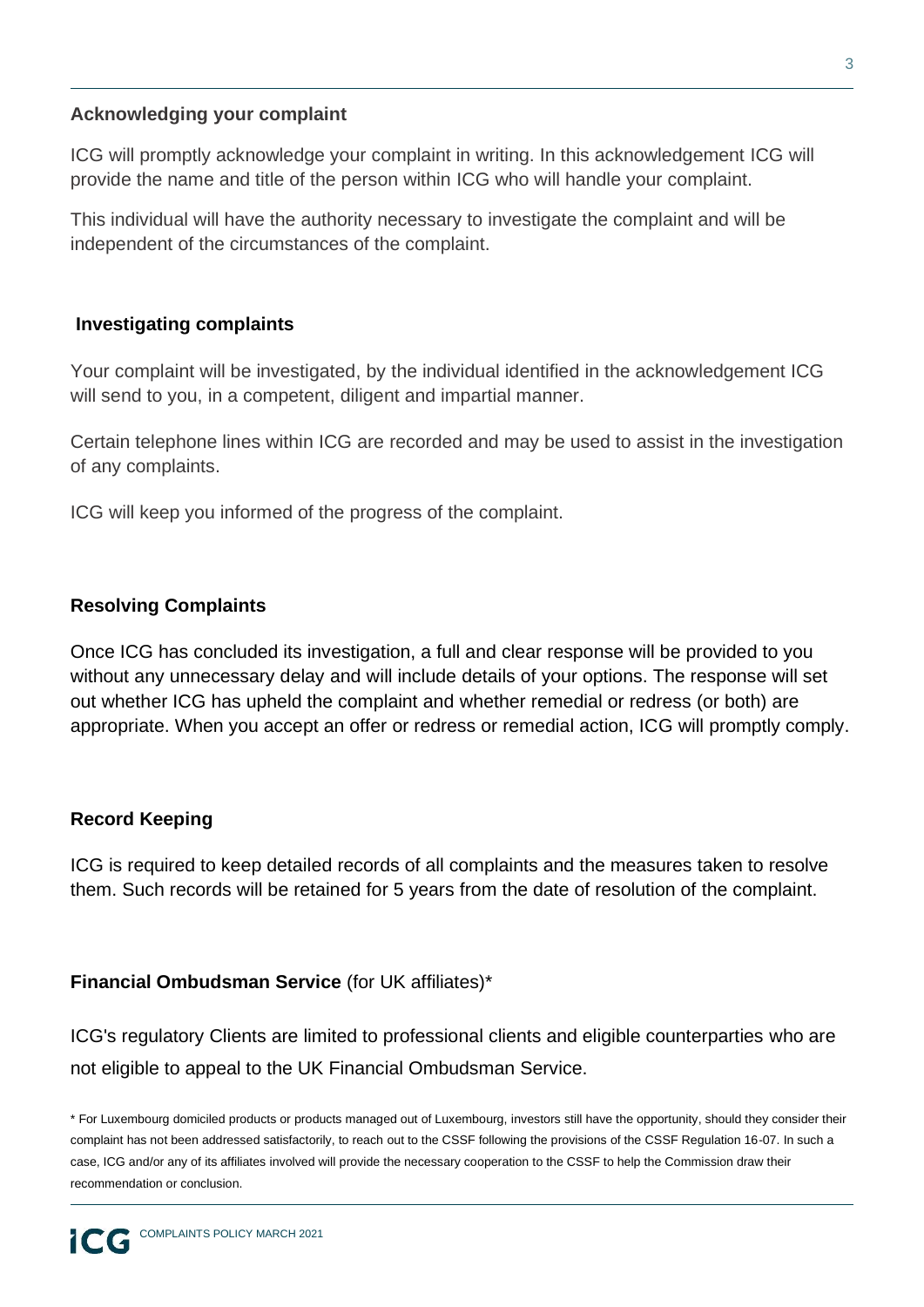### Acknowledging your complaint

ICG will promptly acknowledge your complaint in writing. In this acknowledgement ICG will provide the name and title of the person within ICG who will handle your complaint.

This individual will have the authority necessary to investigate the complaint and will be independent of the circumstances of the complaint.

### Investigating complaints

Your complaint will be investigated, by the individual identified in the acknowledgement ICG will send to you, in a competent, diligent and impartial manner.

Certain telephone lines within ICG are recorded and may be used to assist in the investigation of any complaints.

ICG will keep you informed of the progress of the complaint.

### Resolving Complaints

Once ICG has concluded its investigation, a full and clear response will be provided to you without any unnecessary delay and will include details of your options. The response will set out whether ICG has upheld the complaint and whether remedial or redress (or both) are appropriate. When you accept an offer or redress or remedial action, ICG will promptly comply.

### Record Keeping

ICG is required to keep detailed records of all complaints and the measures taken to resolve them. Such records will be retained for 5 years from the date of resolution of the complaint.

### **Financial Ombudsman Service** (for UK affiliates)*

ICG's regulatory Clients are limited to professional clients and eligible counterparties who are not eligible to appeal to the UK Financial Ombudsman Service.

\* For Luxembourg domiciled products or products managed out of Luxembourg, investors still have the opportunity, should they consider their complaint has not been addressed satisfactorily, to reach out to the CSSF following the provisions of the CSSF Regulation 16-07. In such a case, ICG and/or any of its affiliates involved will provide the necessary cooperation to the CSSF to help the Commission draw their recommendation or conclusion.